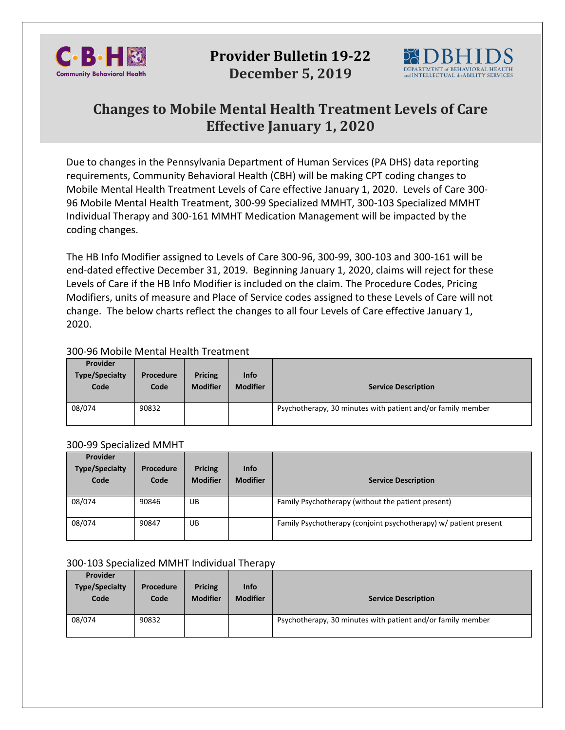# Provider Bulletin 19-22

**December 5, 2019**

## Changes to Mobile Mental Health Treatment Levels of Care Effective January 1, 2020

Due to changes in the Pennsylvania Department of Human Services (PA DHS) data reporting requirements, Community Behavioral Health (CBH) will be making CPT coding changes to Mobile Mental Health Treatment Levels of Care effective January 1, 2020. Levels of Care 300-96 Mobile Mental Health Treatment, 300-99 Specialized MMHT, 300-103 Specialized MMHT Individual Therapy and 300-161 MMHT Medication Management will be impacted by the coding changes.

The HB Info Modifier assigned to Levels of Care 300-96, 300-99, 300-103 and 300-161 will be end-dated effective December 31, 2019. Beginning January 1, 2020, claims will reject for these Levels of Care if the HB Info Modifier is included on the claim. The Procedure Codes, Pricing Modifiers, units of measure and Place of Service codes assigned to these Levels of Care will not change. The below charts reflect the changes to all four Levels of Care effective January 1, 2020.

300-96 Mobile Mental Health Treatment

| Provider Type/Specialty Code | Procedure Code | Pricing Modifier | Info Modifier | Service Description |
|---|---|---|---|---|
| 08/074 | 90832 | | | Psychotherapy, 30 minutes with patient and/or family member |

300-99 Specialized MMHT

| Provider Type/Specialty Code | Procedure Code | Pricing Modifier | Info Modifier | Service Description |
|---|---|---|---|---|
| 08/074 | 90846 | UB | | Family Psychotherapy (without the patient present) |
| 08/074 | 90847 | UB | | Family Psychotherapy (conjoint psychotherapy) w/ patient present |

300-103 Specialized MMHT Individual Therapy

| Provider Type/Specialty Code | Procedure Code | Pricing Modifier | Info Modifier | Service Description |
|---|---|---|---|---|
| 08/074 | 90832 | | | Psychotherapy, 30 minutes with patient and/or family member |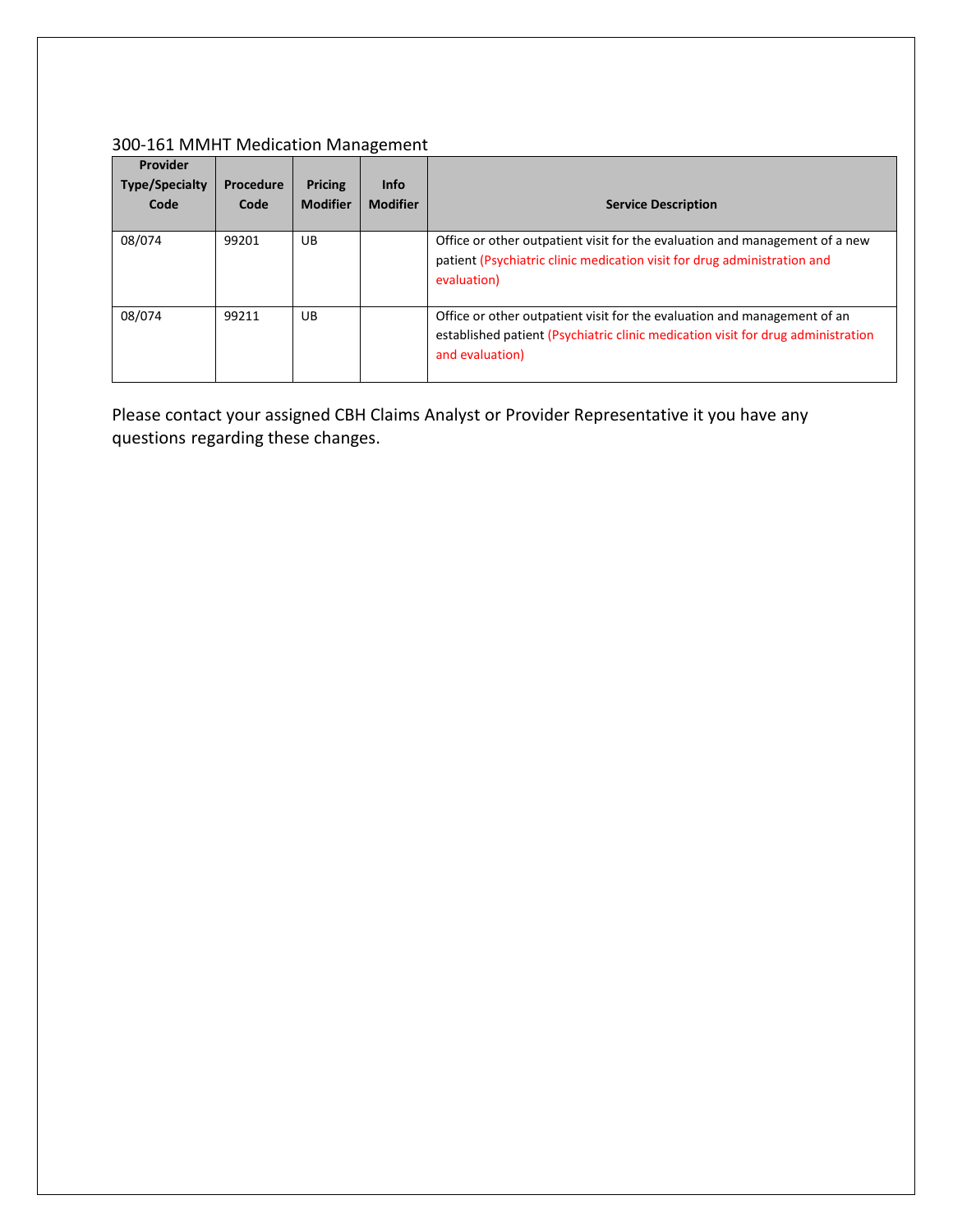300-161 MMHT Medication Management

| Provider Type/Specialty Code | Procedure Code | Pricing Modifier | Info Modifier | Service Description |
|---|---|---|---|---|
| 08/074 | 99201 | UB | | Office or other outpatient visit for the evaluation and management of a new patient (Psychiatric clinic medication visit for drug administration and evaluation) |
| 08/074 | 99211 | UB | | Office or other outpatient visit for the evaluation and management of an established patient (Psychiatric clinic medication visit for drug administration and evaluation) |

Please contact your assigned CBH Claims Analyst or Provider Representative it you have any questions regarding these changes.